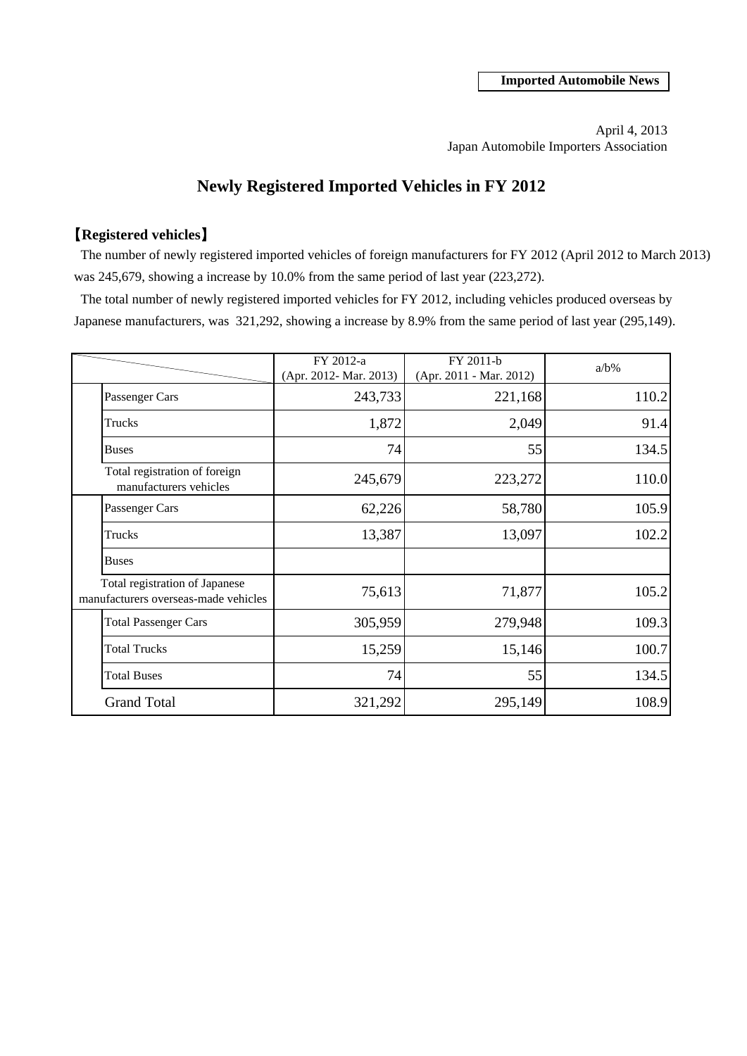**Imported Automobile News**

April 4, 2013
Japan Automobile Importers Association

# Newly Registered Imported Vehicles in FY 2012

## 【Registered vehicles】

The number of newly registered imported vehicles of foreign manufacturers for FY 2012 (April 2012 to March 2013) was 245,679, showing a increase by 10.0% from the same period of last year (223,272).

The total number of newly registered imported vehicles for FY 2012, including vehicles produced overseas by Japanese manufacturers, was 321,292, showing a increase by 8.9% from the same period of last year (295,149).

| | FY 2012-a (Apr. 2012- Mar. 2013) | FY 2011-b (Apr. 2011 - Mar. 2012) | a/b% |
|---|---|---|---|
| Passenger Cars | 243,733 | 221,168 | 110.2 |
| Trucks | 1,872 | 2,049 | 91.4 |
| Buses | 74 | 55 | 134.5 |
| Total registration of foreign manufacturers vehicles | 245,679 | 223,272 | 110.0 |
| Passenger Cars | 62,226 | 58,780 | 105.9 |
| Trucks | 13,387 | 13,097 | 102.2 |
| Buses | | | |
| Total registration of Japanese manufacturers overseas-made vehicles | 75,613 | 71,877 | 105.2 |
| Total Passenger Cars | 305,959 | 279,948 | 109.3 |
| Total Trucks | 15,259 | 15,146 | 100.7 |
| Total Buses | 74 | 55 | 134.5 |
| Grand Total | 321,292 | 295,149 | 108.9 |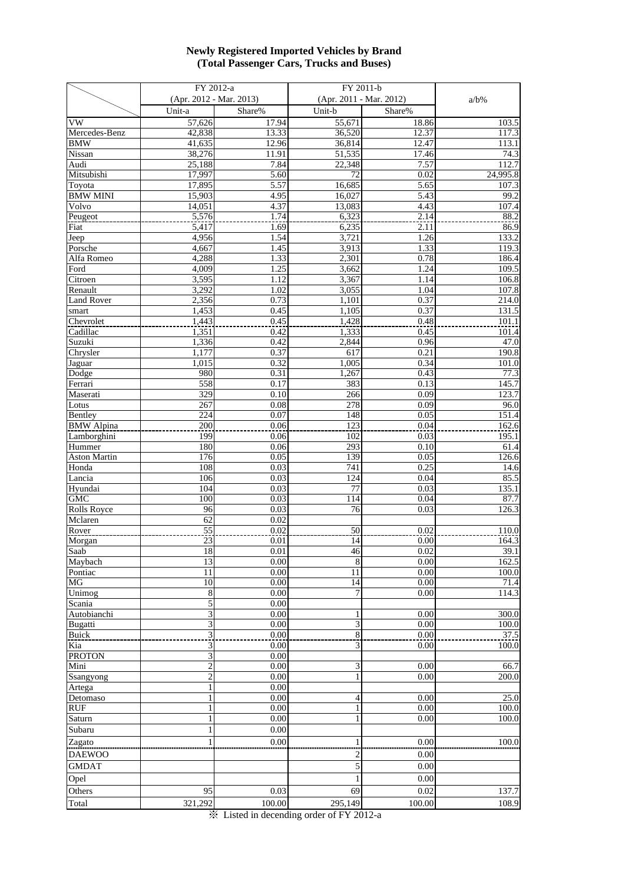**Newly Registered Imported Vehicles by Brand**
**(Total Passenger Cars, Trucks and Buses)**

| | FY 2012-a | | FY 2011-b | | a/b% |
|---|---|---|---|---|---|
| | (Apr. 2012 - Mar. 2013) | | (Apr. 2011 - Mar. 2012) | | |
| | Unit-a | Share% | Unit-b | Share% | |
| VW | 57,626 | 17.94 | 55,671 | 18.86 | 103.5 |
| Mercedes-Benz | 42,838 | 13.33 | 36,520 | 12.37 | 117.3 |
| BMW | 41,635 | 12.96 | 36,814 | 12.47 | 113.1 |
| Nissan | 38,276 | 11.91 | 51,535 | 17.46 | 74.3 |
| Audi | 25,188 | 7.84 | 22,348 | 7.57 | 112.7 |
| Mitsubishi | 17,997 | 5.60 | 72 | 0.02 | 24,995.8 |
| Toyota | 17,895 | 5.57 | 16,685 | 5.65 | 107.3 |
| BMW MINI | 15,903 | 4.95 | 16,027 | 5.43 | 99.2 |
| Volvo | 14,051 | 4.37 | 13,083 | 4.43 | 107.4 |
| Peugeot | 5,576 | 1.74 | 6,323 | 2.14 | 88.2 |
| Fiat | 5,417 | 1.69 | 6,235 | 2.11 | 86.9 |
| Jeep | 4,956 | 1.54 | 3,721 | 1.26 | 133.2 |
| Porsche | 4,667 | 1.45 | 3,913 | 1.33 | 119.3 |
| Alfa Romeo | 4,288 | 1.33 | 2,301 | 0.78 | 186.4 |
| Ford | 4,009 | 1.25 | 3,662 | 1.24 | 109.5 |
| Citroen | 3,595 | 1.12 | 3,367 | 1.14 | 106.8 |
| Renault | 3,292 | 1.02 | 3,055 | 1.04 | 107.8 |
| Land Rover | 2,356 | 0.73 | 1,101 | 0.37 | 214.0 |
| smart | 1,453 | 0.45 | 1,105 | 0.37 | 131.5 |
| Chevrolet | 1,443 | 0.45 | 1,428 | 0.48 | 101.1 |
| Cadillac | 1,351 | 0.42 | 1,333 | 0.45 | 101.4 |
| Suzuki | 1,336 | 0.42 | 2,844 | 0.96 | 47.0 |
| Chrysler | 1,177 | 0.37 | 617 | 0.21 | 190.8 |
| Jaguar | 1,015 | 0.32 | 1,005 | 0.34 | 101.0 |
| Dodge | 980 | 0.31 | 1,267 | 0.43 | 77.3 |
| Ferrari | 558 | 0.17 | 383 | 0.13 | 145.7 |
| Maserati | 329 | 0.10 | 266 | 0.09 | 123.7 |
| Lotus | 267 | 0.08 | 278 | 0.09 | 96.0 |
| Bentley | 224 | 0.07 | 148 | 0.05 | 151.4 |
| BMW Alpina | 200 | 0.06 | 123 | 0.04 | 162.6 |
| Lamborghini | 199 | 0.06 | 102 | 0.03 | 195.1 |
| Hummer | 180 | 0.06 | 293 | 0.10 | 61.4 |
| Aston Martin | 176 | 0.05 | 139 | 0.05 | 126.6 |
| Honda | 108 | 0.03 | 741 | 0.25 | 14.6 |
| Lancia | 106 | 0.03 | 124 | 0.04 | 85.5 |
| Hyundai | 104 | 0.03 | 77 | 0.03 | 135.1 |
| GMC | 100 | 0.03 | 114 | 0.04 | 87.7 |
| Rolls Royce | 96 | 0.03 | 76 | 0.03 | 126.3 |
| Mclaren | 62 | 0.02 | | | |
| Rover | 55 | 0.02 | 50 | 0.02 | 110.0 |
| Morgan | 23 | 0.01 | 14 | 0.00 | 164.3 |
| Saab | 18 | 0.01 | 46 | 0.02 | 39.1 |
| Maybach | 13 | 0.00 | 8 | 0.00 | 162.5 |
| Pontiac | 11 | 0.00 | 11 | 0.00 | 100.0 |
| MG | 10 | 0.00 | 14 | 0.00 | 71.4 |
| Unimog | 8 | 0.00 | 7 | 0.00 | 114.3 |
| Scania | 5 | 0.00 | | | |
| Autobianchi | 3 | 0.00 | 1 | 0.00 | 300.0 |
| Bugatti | 3 | 0.00 | 3 | 0.00 | 100.0 |
| Buick | 3 | 0.00 | 8 | 0.00 | 37.5 |
| Kia | 3 | 0.00 | 3 | 0.00 | 100.0 |
| PROTON | 3 | 0.00 | | | |
| Mini | 2 | 0.00 | 3 | 0.00 | 66.7 |
| Ssangyong | 2 | 0.00 | 1 | 0.00 | 200.0 |
| Artega | 1 | 0.00 | | | |
| Detomaso | 1 | 0.00 | 4 | 0.00 | 25.0 |
| RUF | 1 | 0.00 | 1 | 0.00 | 100.0 |
| Saturn | 1 | 0.00 | 1 | 0.00 | 100.0 |
| Subaru | 1 | 0.00 | | | |
| Zagato | 1 | 0.00 | 1 | 0.00 | 100.0 |
| DAEWOO | | | 2 | 0.00 | |
| GMDAT | | | 5 | 0.00 | |
| Opel | | | 1 | 0.00 | |
| Others | 95 | 0.03 | 69 | 0.02 | 137.7 |
| Total | 321,292 | 100.00 | 295,149 | 100.00 | 108.9 |

※ Listed in decending order of FY 2012-a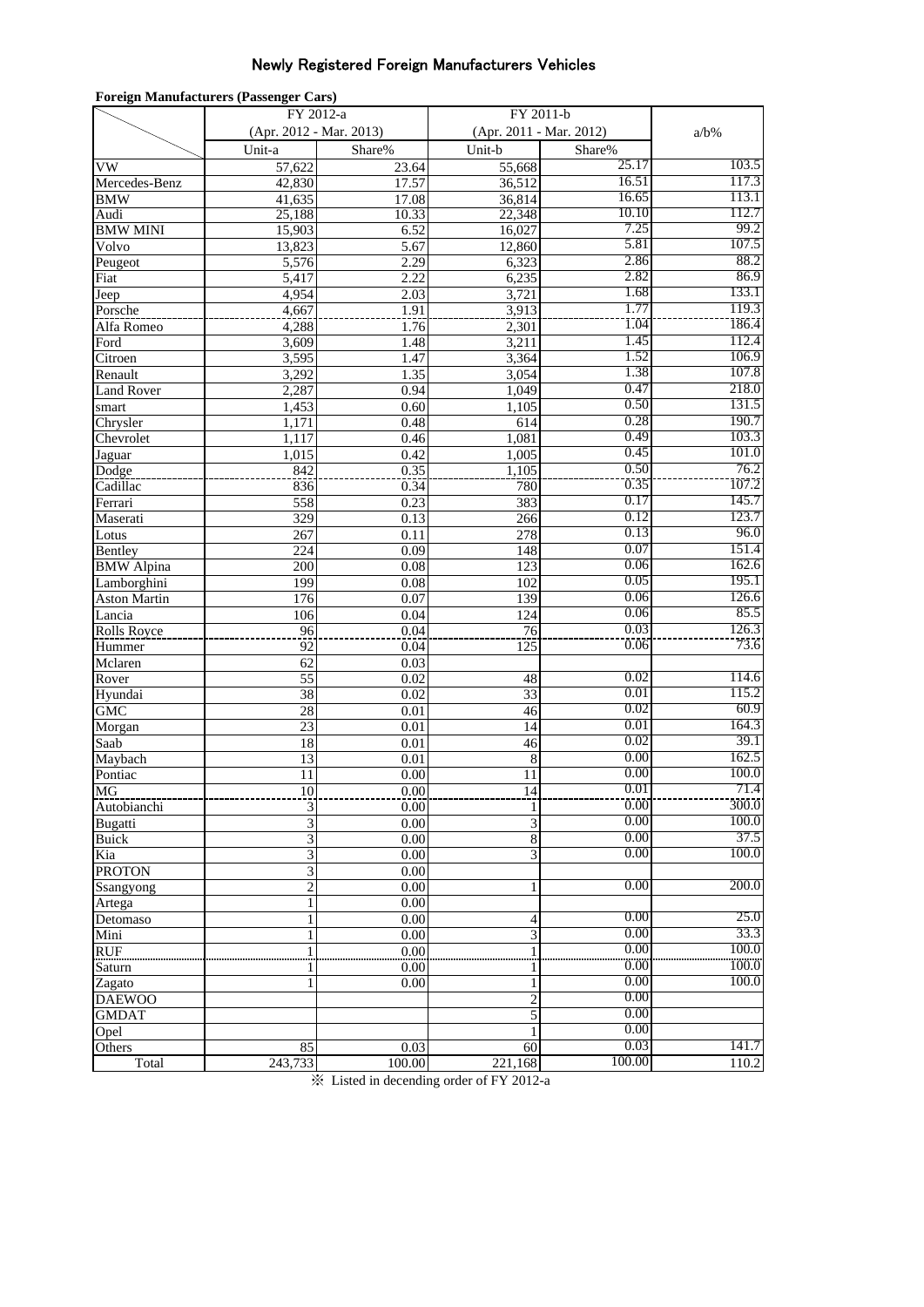# Newly Registered Foreign Manufacturers Vehicles

**Foreign Manufacturers (Passenger Cars)**

| | FY 2012-a (Apr. 2012 - Mar. 2013) | | FY 2011-b (Apr. 2011 - Mar. 2012) | | a/b% |
|---|---|---|---|---|---|
| | Unit-a | Share% | Unit-b | Share% | |
| VW | 57,622 | 23.64 | 55,668 | 25.17 | 103.5 |
| Mercedes-Benz | 42,830 | 17.57 | 36,512 | 16.51 | 117.3 |
| BMW | 41,635 | 17.08 | 36,814 | 16.65 | 113.1 |
| Audi | 25,188 | 10.33 | 22,348 | 10.10 | 112.7 |
| BMW MINI | 15,903 | 6.52 | 16,027 | 7.25 | 99.2 |
| Volvo | 13,823 | 5.67 | 12,860 | 5.81 | 107.5 |
| Peugeot | 5,576 | 2.29 | 6,323 | 2.86 | 88.2 |
| Fiat | 5,417 | 2.22 | 6,235 | 2.82 | 86.9 |
| Jeep | 4,954 | 2.03 | 3,721 | 1.68 | 133.1 |
| Porsche | 4,667 | 1.91 | 3,913 | 1.77 | 119.3 |
| Alfa Romeo | 4,288 | 1.76 | 2,301 | 1.04 | 186.4 |
| Ford | 3,609 | 1.48 | 3,211 | 1.45 | 112.4 |
| Citroen | 3,595 | 1.47 | 3,364 | 1.52 | 106.9 |
| Renault | 3,292 | 1.35 | 3,054 | 1.38 | 107.8 |
| Land Rover | 2,287 | 0.94 | 1,049 | 0.47 | 218.0 |
| smart | 1,453 | 0.60 | 1,105 | 0.50 | 131.5 |
| Chrysler | 1,171 | 0.48 | 614 | 0.28 | 190.7 |
| Chevrolet | 1,117 | 0.46 | 1,081 | 0.49 | 103.3 |
| Jaguar | 1,015 | 0.42 | 1,005 | 0.45 | 101.0 |
| Dodge | 842 | 0.35 | 1,105 | 0.50 | 76.2 |
| Cadillac | 836 | 0.34 | 780 | 0.35 | 107.2 |
| Ferrari | 558 | 0.23 | 383 | 0.17 | 145.7 |
| Maserati | 329 | 0.13 | 266 | 0.12 | 123.7 |
| Lotus | 267 | 0.11 | 278 | 0.13 | 96.0 |
| Bentley | 224 | 0.09 | 148 | 0.07 | 151.4 |
| BMW Alpina | 200 | 0.08 | 123 | 0.06 | 162.6 |
| Lamborghini | 199 | 0.08 | 102 | 0.05 | 195.1 |
| Aston Martin | 176 | 0.07 | 139 | 0.06 | 126.6 |
| Lancia | 106 | 0.04 | 124 | 0.06 | 85.5 |
| Rolls Royce | 96 | 0.04 | 76 | 0.03 | 126.3 |
| Hummer | 92 | 0.04 | 125 | 0.06 | 73.6 |
| Mclaren | 62 | 0.03 | | | |
| Rover | 55 | 0.02 | 48 | 0.02 | 114.6 |
| Hyundai | 38 | 0.02 | 33 | 0.01 | 115.2 |
| GMC | 28 | 0.01 | 46 | 0.02 | 60.9 |
| Morgan | 23 | 0.01 | 14 | 0.01 | 164.3 |
| Saab | 18 | 0.01 | 46 | 0.02 | 39.1 |
| Maybach | 13 | 0.01 | 8 | 0.00 | 162.5 |
| Pontiac | 11 | 0.00 | 11 | 0.00 | 100.0 |
| MG | 10 | 0.00 | 14 | 0.01 | 71.4 |
| Autobianchi | 3 | 0.00 | 1 | 0.00 | 300.0 |
| Bugatti | 3 | 0.00 | 3 | 0.00 | 100.0 |
| Buick | 3 | 0.00 | 8 | 0.00 | 37.5 |
| Kia | 3 | 0.00 | 3 | 0.00 | 100.0 |
| PROTON | 3 | 0.00 | | | |
| Ssangyong | 2 | 0.00 | 1 | 0.00 | 200.0 |
| Artega | 1 | 0.00 | | | |
| Detomaso | 1 | 0.00 | 4 | 0.00 | 25.0 |
| Mini | 1 | 0.00 | 3 | 0.00 | 33.3 |
| RUF | 1 | 0.00 | 1 | 0.00 | 100.0 |
| Saturn | 1 | 0.00 | 1 | 0.00 | 100.0 |
| Zagato | 1 | 0.00 | 1 | 0.00 | 100.0 |
| DAEWOO | | | 2 | 0.00 | |
| GMDAT | | | 5 | 0.00 | |
| Opel | | | 1 | 0.00 | |
| Others | 85 | 0.03 | 60 | 0.03 | 141.7 |
| Total | 243,733 | 100.00 | 221,168 | 100.00 | 110.2 |

※ Listed in decending order of FY 2012-a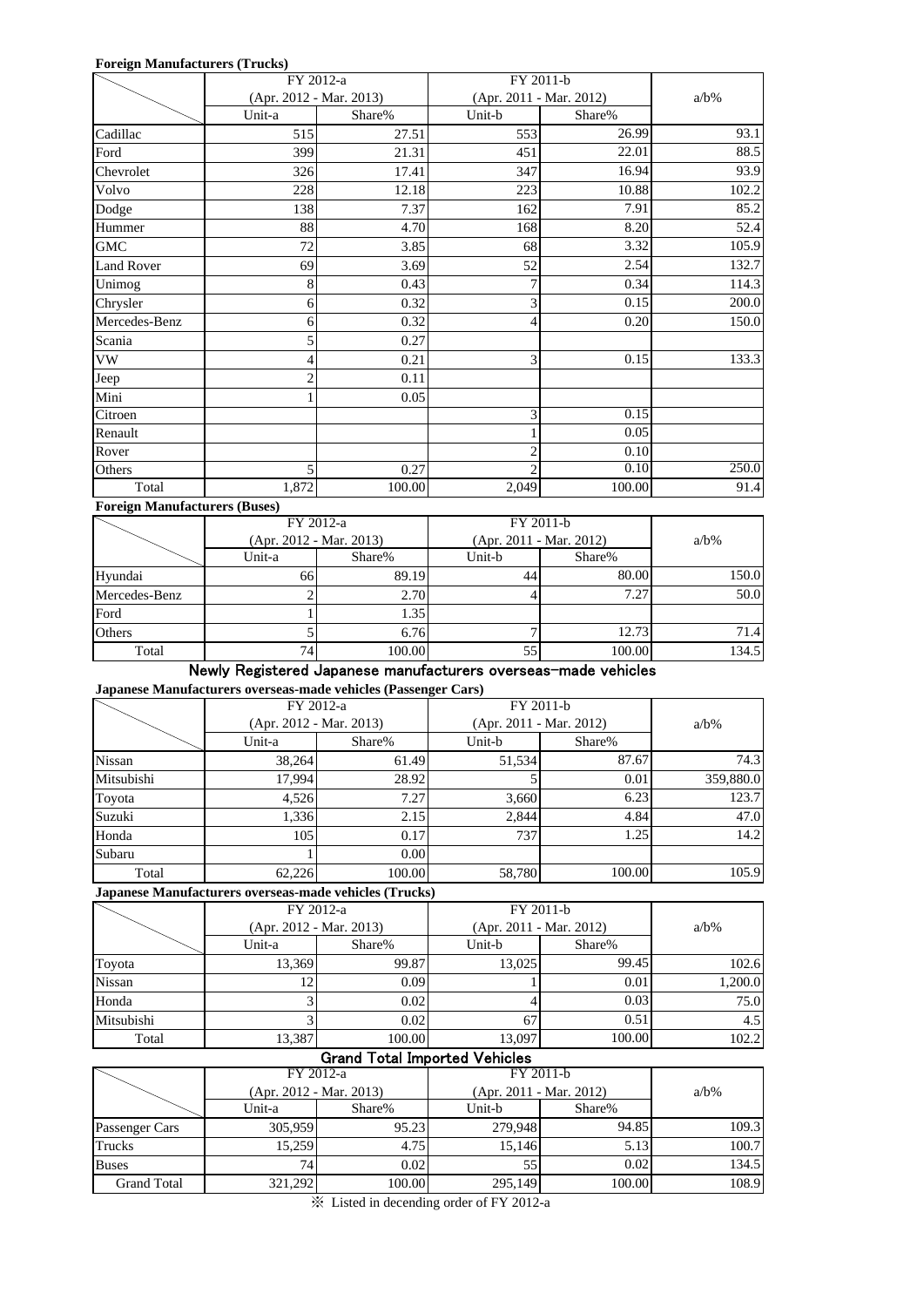**Foreign Manufacturers (Trucks)**

| | FY 2012-a (Apr. 2012 - Mar. 2013) | | FY 2011-b (Apr. 2011 - Mar. 2012) | | a/b% |
|---|---|---|---|---|---|
| | Unit-a | Share% | Unit-b | Share% | |
| Cadillac | 515 | 27.51 | 553 | 26.99 | 93.1 |
| Ford | 399 | 21.31 | 451 | 22.01 | 88.5 |
| Chevrolet | 326 | 17.41 | 347 | 16.94 | 93.9 |
| Volvo | 228 | 12.18 | 223 | 10.88 | 102.2 |
| Dodge | 138 | 7.37 | 162 | 7.91 | 85.2 |
| Hummer | 88 | 4.70 | 168 | 8.20 | 52.4 |
| GMC | 72 | 3.85 | 68 | 3.32 | 105.9 |
| Land Rover | 69 | 3.69 | 52 | 2.54 | 132.7 |
| Unimog | 8 | 0.43 | 7 | 0.34 | 114.3 |
| Chrysler | 6 | 0.32 | 3 | 0.15 | 200.0 |
| Mercedes-Benz | 6 | 0.32 | 4 | 0.20 | 150.0 |
| Scania | 5 | 0.27 | | | |
| VW | 4 | 0.21 | 3 | 0.15 | 133.3 |
| Jeep | 2 | 0.11 | | | |
| Mini | 1 | 0.05 | | | |
| Citroen | | | 3 | 0.15 | |
| Renault | | | 1 | 0.05 | |
| Rover | | | 2 | 0.10 | |
| Others | 5 | 0.27 | 2 | 0.10 | 250.0 |
| Total | 1,872 | 100.00 | 2,049 | 100.00 | 91.4 |

**Foreign Manufacturers (Buses)**

| | FY 2012-a (Apr. 2012 - Mar. 2013) | | FY 2011-b (Apr. 2011 - Mar. 2012) | | a/b% |
|---|---|---|---|---|---|
| | Unit-a | Share% | Unit-b | Share% | |
| Hyundai | 66 | 89.19 | 44 | 80.00 | 150.0 |
| Mercedes-Benz | 2 | 2.70 | 4 | 7.27 | 50.0 |
| Ford | 1 | 1.35 | | | |
| Others | 5 | 6.76 | 7 | 12.73 | 71.4 |
| Total | 74 | 100.00 | 55 | 100.00 | 134.5 |

## Newly Registered Japanese manufacturers overseas-made vehicles

**Japanese Manufacturers overseas-made vehicles (Passenger Cars)**

| | FY 2012-a (Apr. 2012 - Mar. 2013) | | FY 2011-b (Apr. 2011 - Mar. 2012) | | a/b% |
|---|---|---|---|---|---|
| | Unit-a | Share% | Unit-b | Share% | |
| Nissan | 38,264 | 61.49 | 51,534 | 87.67 | 74.3 |
| Mitsubishi | 17,994 | 28.92 | 5 | 0.01 | 359,880.0 |
| Toyota | 4,526 | 7.27 | 3,660 | 6.23 | 123.7 |
| Suzuki | 1,336 | 2.15 | 2,844 | 4.84 | 47.0 |
| Honda | 105 | 0.17 | 737 | 1.25 | 14.2 |
| Subaru | 1 | 0.00 | | | |
| Total | 62,226 | 100.00 | 58,780 | 100.00 | 105.9 |

**Japanese Manufacturers overseas-made vehicles (Trucks)**

| | FY 2012-a (Apr. 2012 - Mar. 2013) | | FY 2011-b (Apr. 2011 - Mar. 2012) | | a/b% |
|---|---|---|---|---|---|
| | Unit-a | Share% | Unit-b | Share% | |
| Toyota | 13,369 | 99.87 | 13,025 | 99.45 | 102.6 |
| Nissan | 12 | 0.09 | 1 | 0.01 | 1,200.0 |
| Honda | 3 | 0.02 | 4 | 0.03 | 75.0 |
| Mitsubishi | 3 | 0.02 | 67 | 0.51 | 4.5 |
| Total | 13,387 | 100.00 | 13,097 | 100.00 | 102.2 |

## Grand Total Imported Vehicles

| | FY 2012-a (Apr. 2012 - Mar. 2013) | | FY 2011-b (Apr. 2011 - Mar. 2012) | | a/b% |
|---|---|---|---|---|---|
| | Unit-a | Share% | Unit-b | Share% | |
| Passenger Cars | 305,959 | 95.23 | 279,948 | 94.85 | 109.3 |
| Trucks | 15,259 | 4.75 | 15,146 | 5.13 | 100.7 |
| Buses | 74 | 0.02 | 55 | 0.02 | 134.5 |
| Grand Total | 321,292 | 100.00 | 295,149 | 100.00 | 108.9 |

※ Listed in decending order of FY 2012-a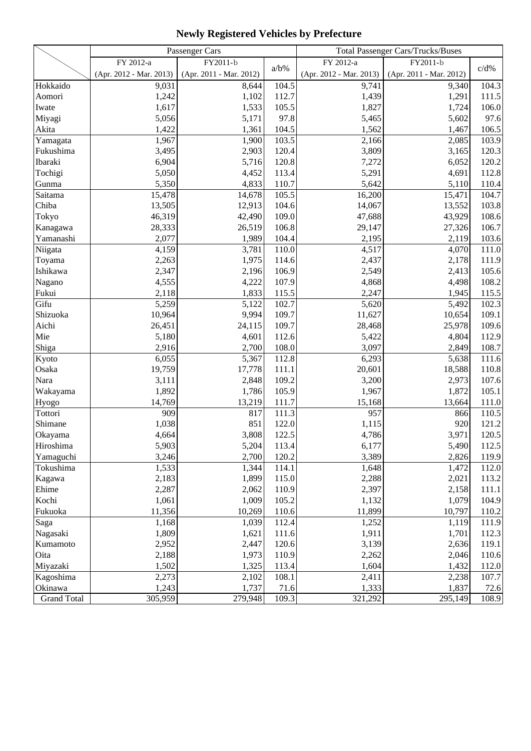# Newly Registered Vehicles by Prefecture

| | Passenger Cars | | | Total Passenger Cars/Trucks/Buses | | |
|---|---|---|---|---|---|---|
| | FY 2012-a (Apr. 2012 - Mar. 2013) | FY2011-b (Apr. 2011 - Mar. 2012) | a/b% | FY 2012-a (Apr. 2012 - Mar. 2013) | FY2011-b (Apr. 2011 - Mar. 2012) | c/d% |
| Hokkaido | 9,031 | 8,644 | 104.5 | 9,741 | 9,340 | 104.3 |
| Aomori | 1,242 | 1,102 | 112.7 | 1,439 | 1,291 | 111.5 |
| Iwate | 1,617 | 1,533 | 105.5 | 1,827 | 1,724 | 106.0 |
| Miyagi | 5,056 | 5,171 | 97.8 | 5,465 | 5,602 | 97.6 |
| Akita | 1,422 | 1,361 | 104.5 | 1,562 | 1,467 | 106.5 |
| Yamagata | 1,967 | 1,900 | 103.5 | 2,166 | 2,085 | 103.9 |
| Fukushima | 3,495 | 2,903 | 120.4 | 3,809 | 3,165 | 120.3 |
| Ibaraki | 6,904 | 5,716 | 120.8 | 7,272 | 6,052 | 120.2 |
| Tochigi | 5,050 | 4,452 | 113.4 | 5,291 | 4,691 | 112.8 |
| Gunma | 5,350 | 4,833 | 110.7 | 5,642 | 5,110 | 110.4 |
| Saitama | 15,478 | 14,678 | 105.5 | 16,200 | 15,471 | 104.7 |
| Chiba | 13,505 | 12,913 | 104.6 | 14,067 | 13,552 | 103.8 |
| Tokyo | 46,319 | 42,490 | 109.0 | 47,688 | 43,929 | 108.6 |
| Kanagawa | 28,333 | 26,519 | 106.8 | 29,147 | 27,326 | 106.7 |
| Yamanashi | 2,077 | 1,989 | 104.4 | 2,195 | 2,119 | 103.6 |
| Niigata | 4,159 | 3,781 | 110.0 | 4,517 | 4,070 | 111.0 |
| Toyama | 2,263 | 1,975 | 114.6 | 2,437 | 2,178 | 111.9 |
| Ishikawa | 2,347 | 2,196 | 106.9 | 2,549 | 2,413 | 105.6 |
| Nagano | 4,555 | 4,222 | 107.9 | 4,868 | 4,498 | 108.2 |
| Fukui | 2,118 | 1,833 | 115.5 | 2,247 | 1,945 | 115.5 |
| Gifu | 5,259 | 5,122 | 102.7 | 5,620 | 5,492 | 102.3 |
| Shizuoka | 10,964 | 9,994 | 109.7 | 11,627 | 10,654 | 109.1 |
| Aichi | 26,451 | 24,115 | 109.7 | 28,468 | 25,978 | 109.6 |
| Mie | 5,180 | 4,601 | 112.6 | 5,422 | 4,804 | 112.9 |
| Shiga | 2,916 | 2,700 | 108.0 | 3,097 | 2,849 | 108.7 |
| Kyoto | 6,055 | 5,367 | 112.8 | 6,293 | 5,638 | 111.6 |
| Osaka | 19,759 | 17,778 | 111.1 | 20,601 | 18,588 | 110.8 |
| Nara | 3,111 | 2,848 | 109.2 | 3,200 | 2,973 | 107.6 |
| Wakayama | 1,892 | 1,786 | 105.9 | 1,967 | 1,872 | 105.1 |
| Hyogo | 14,769 | 13,219 | 111.7 | 15,168 | 13,664 | 111.0 |
| Tottori | 909 | 817 | 111.3 | 957 | 866 | 110.5 |
| Shimane | 1,038 | 851 | 122.0 | 1,115 | 920 | 121.2 |
| Okayama | 4,664 | 3,808 | 122.5 | 4,786 | 3,971 | 120.5 |
| Hiroshima | 5,903 | 5,204 | 113.4 | 6,177 | 5,490 | 112.5 |
| Yamaguchi | 3,246 | 2,700 | 120.2 | 3,389 | 2,826 | 119.9 |
| Tokushima | 1,533 | 1,344 | 114.1 | 1,648 | 1,472 | 112.0 |
| Kagawa | 2,183 | 1,899 | 115.0 | 2,288 | 2,021 | 113.2 |
| Ehime | 2,287 | 2,062 | 110.9 | 2,397 | 2,158 | 111.1 |
| Kochi | 1,061 | 1,009 | 105.2 | 1,132 | 1,079 | 104.9 |
| Fukuoka | 11,356 | 10,269 | 110.6 | 11,899 | 10,797 | 110.2 |
| Saga | 1,168 | 1,039 | 112.4 | 1,252 | 1,119 | 111.9 |
| Nagasaki | 1,809 | 1,621 | 111.6 | 1,911 | 1,701 | 112.3 |
| Kumamoto | 2,952 | 2,447 | 120.6 | 3,139 | 2,636 | 119.1 |
| Oita | 2,188 | 1,973 | 110.9 | 2,262 | 2,046 | 110.6 |
| Miyazaki | 1,502 | 1,325 | 113.4 | 1,604 | 1,432 | 112.0 |
| Kagoshima | 2,273 | 2,102 | 108.1 | 2,411 | 2,238 | 107.7 |
| Okinawa | 1,243 | 1,737 | 71.6 | 1,333 | 1,837 | 72.6 |
| Grand Total | 305,959 | 279,948 | 109.3 | 321,292 | 295,149 | 108.9 |